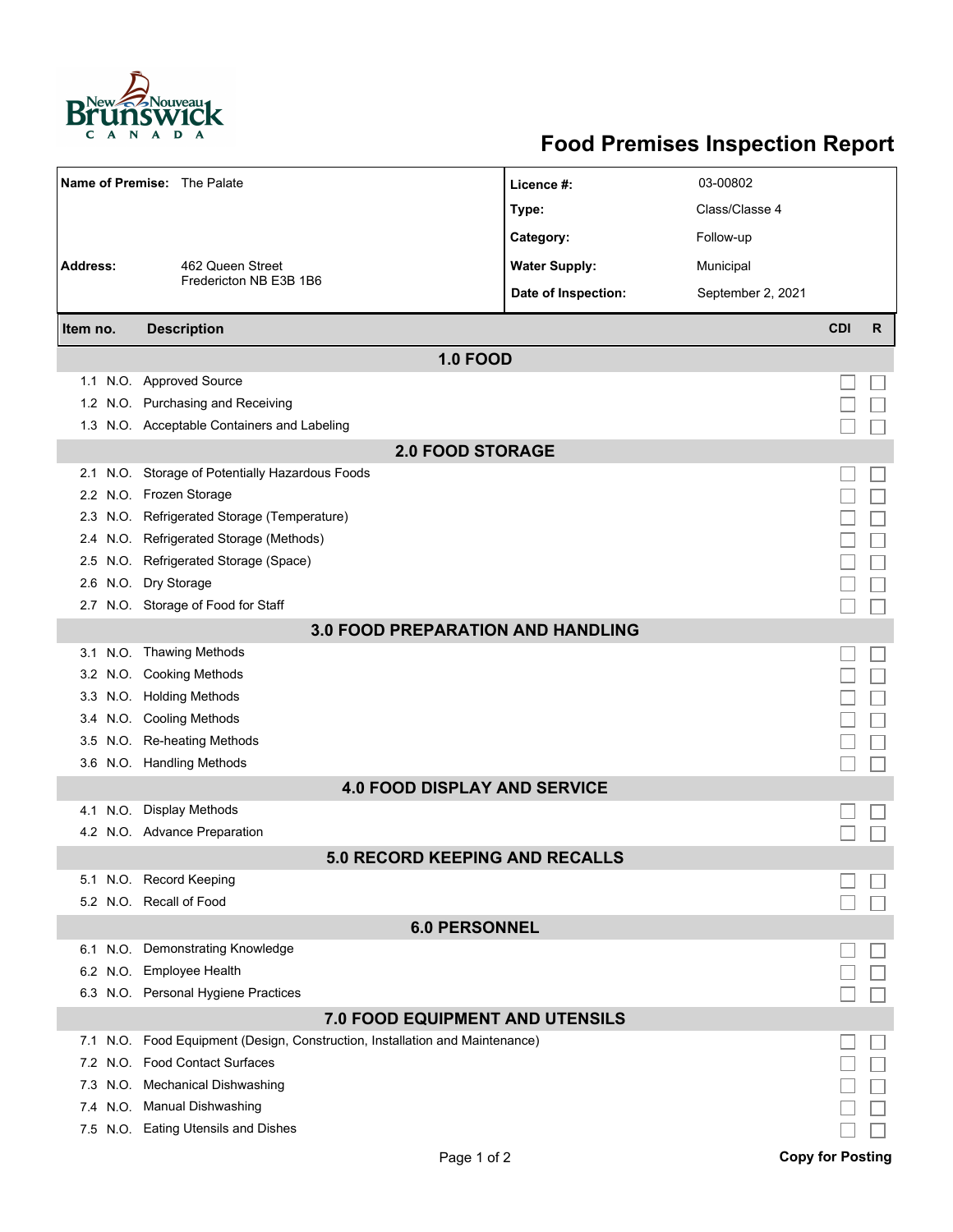# Food Premises Inspection Report

| | | | |
|---|---|---|---|
| **Name of Premise:** | The Palate | **Licence #:** | 03-00802 |
| | | **Type:** | Class/Classe 4 |
| | | **Category:** | Follow-up |
| **Address:** | 462 Queen Street<br>Fredericton NB E3B 1B6 | **Water Supply:** | Municipal |
| | | **Date of Inspection:** | September 2, 2021 |

| Item no. | | Description | CDI | R |
|---|---|---|---|---|
| **1.0 FOOD** | | | | |
| 1.1 | N.O. | Approved Source | ☐ | ☐ |
| 1.2 | N.O. | Purchasing and Receiving | ☐ | ☐ |
| 1.3 | N.O. | Acceptable Containers and Labeling | ☐ | ☐ |
| **2.0 FOOD STORAGE** | | | | |
| 2.1 | N.O. | Storage of Potentially Hazardous Foods | ☐ | ☐ |
| 2.2 | N.O. | Frozen Storage | ☐ | ☐ |
| 2.3 | N.O. | Refrigerated Storage (Temperature) | ☐ | ☐ |
| 2.4 | N.O. | Refrigerated Storage (Methods) | ☐ | ☐ |
| 2.5 | N.O. | Refrigerated Storage (Space) | ☐ | ☐ |
| 2.6 | N.O. | Dry Storage | ☐ | ☐ |
| 2.7 | N.O. | Storage of Food for Staff | ☐ | ☐ |
| **3.0 FOOD PREPARATION AND HANDLING** | | | | |
| 3.1 | N.O. | Thawing Methods | ☐ | ☐ |
| 3.2 | N.O. | Cooking Methods | ☐ | ☐ |
| 3.3 | N.O. | Holding Methods | ☐ | ☐ |
| 3.4 | N.O. | Cooling Methods | ☐ | ☐ |
| 3.5 | N.O. | Re-heating Methods | ☐ | ☐ |
| 3.6 | N.O. | Handling Methods | ☐ | ☐ |
| **4.0 FOOD DISPLAY AND SERVICE** | | | | |
| 4.1 | N.O. | Display Methods | ☐ | ☐ |
| 4.2 | N.O. | Advance Preparation | ☐ | ☐ |
| **5.0 RECORD KEEPING AND RECALLS** | | | | |
| 5.1 | N.O. | Record Keeping | ☐ | ☐ |
| 5.2 | N.O. | Recall of Food | ☐ | ☐ |
| **6.0 PERSONNEL** | | | | |
| 6.1 | N.O. | Demonstrating Knowledge | ☐ | ☐ |
| 6.2 | N.O. | Employee Health | ☐ | ☐ |
| 6.3 | N.O. | Personal Hygiene Practices | ☐ | ☐ |
| **7.0 FOOD EQUIPMENT AND UTENSILS** | | | | |
| 7.1 | N.O. | Food Equipment (Design, Construction, Installation and Maintenance) | ☐ | ☐ |
| 7.2 | N.O. | Food Contact Surfaces | ☐ | ☐ |
| 7.3 | N.O. | Mechanical Dishwashing | ☐ | ☐ |
| 7.4 | N.O. | Manual Dishwashing | ☐ | ☐ |
| 7.5 | N.O. | Eating Utensils and Dishes | ☐ | ☐ |

**Copy for Posting**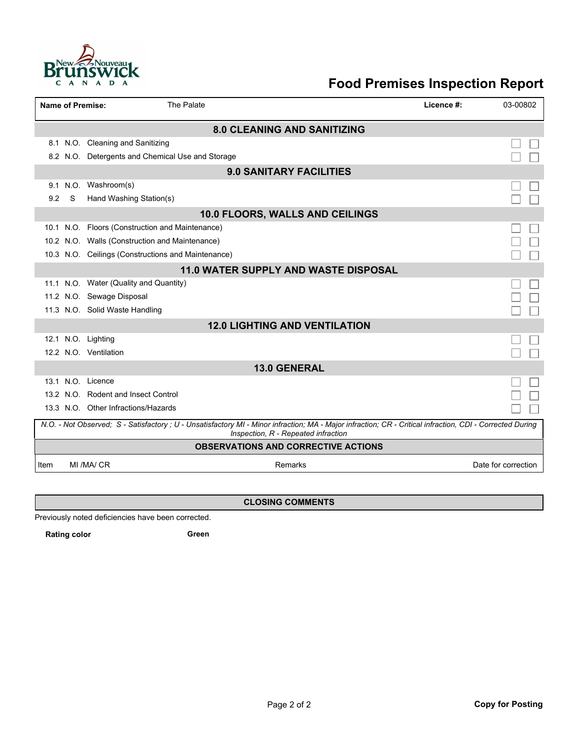# Food Premises Inspection Report

| **Name of Premise:** | The Palate | **Licence #:** | 03-00802 |
|---|---|---|---|

## 8.0 CLEANING AND SANITIZING

| | | | | |
|---|---|---|---|---|
| 8.1 | N.O. | Cleaning and Sanitizing | ☐ | ☐ |
| 8.2 | N.O. | Detergents and Chemical Use and Storage | ☐ | ☐ |

## 9.0 SANITARY FACILITIES

| | | | | |
|---|---|---|---|---|
| 9.1 | N.O. | Washroom(s) | ☐ | ☐ |
| 9.2 | S | Hand Washing Station(s) | ☐ | ☐ |

## 10.0 FLOORS, WALLS AND CEILINGS

| | | | | |
|---|---|---|---|---|
| 10.1 | N.O. | Floors (Construction and Maintenance) | ☐ | ☐ |
| 10.2 | N.O. | Walls (Construction and Maintenance) | ☐ | ☐ |
| 10.3 | N.O. | Ceilings (Constructions and Maintenance) | ☐ | ☐ |

## 11.0 WATER SUPPLY AND WASTE DISPOSAL

| | | | | |
|---|---|---|---|---|
| 11.1 | N.O. | Water (Quality and Quantity) | ☐ | ☐ |
| 11.2 | N.O. | Sewage Disposal | ☐ | ☐ |
| 11.3 | N.O. | Solid Waste Handling | ☐ | ☐ |

## 12.0 LIGHTING AND VENTILATION

| | | | | |
|---|---|---|---|---|
| 12.1 | N.O. | Lighting | ☐ | ☐ |
| 12.2 | N.O. | Ventilation | ☐ | ☐ |

## 13.0 GENERAL

| | | | | |
|---|---|---|---|---|
| 13.1 | N.O. | Licence | ☐ | ☐ |
| 13.2 | N.O. | Rodent and Insect Control | ☐ | ☐ |
| 13.3 | N.O. | Other Infractions/Hazards | ☐ | ☐ |

*N.O. - Not Observed; S - Satisfactory ; U - Unsatisfactory MI - Minor infraction; MA - Major infraction; CR - Critical infraction, CDI - Corrected During Inspection, R - Repeated infraction*

## OBSERVATIONS AND CORRECTIVE ACTIONS

| Item | MI /MA/ CR | Remarks | Date for correction |
|---|---|---|---|

## CLOSING COMMENTS

Previously noted deficiencies have been corrected.

**Rating color** **Green**

**Copy for Posting**